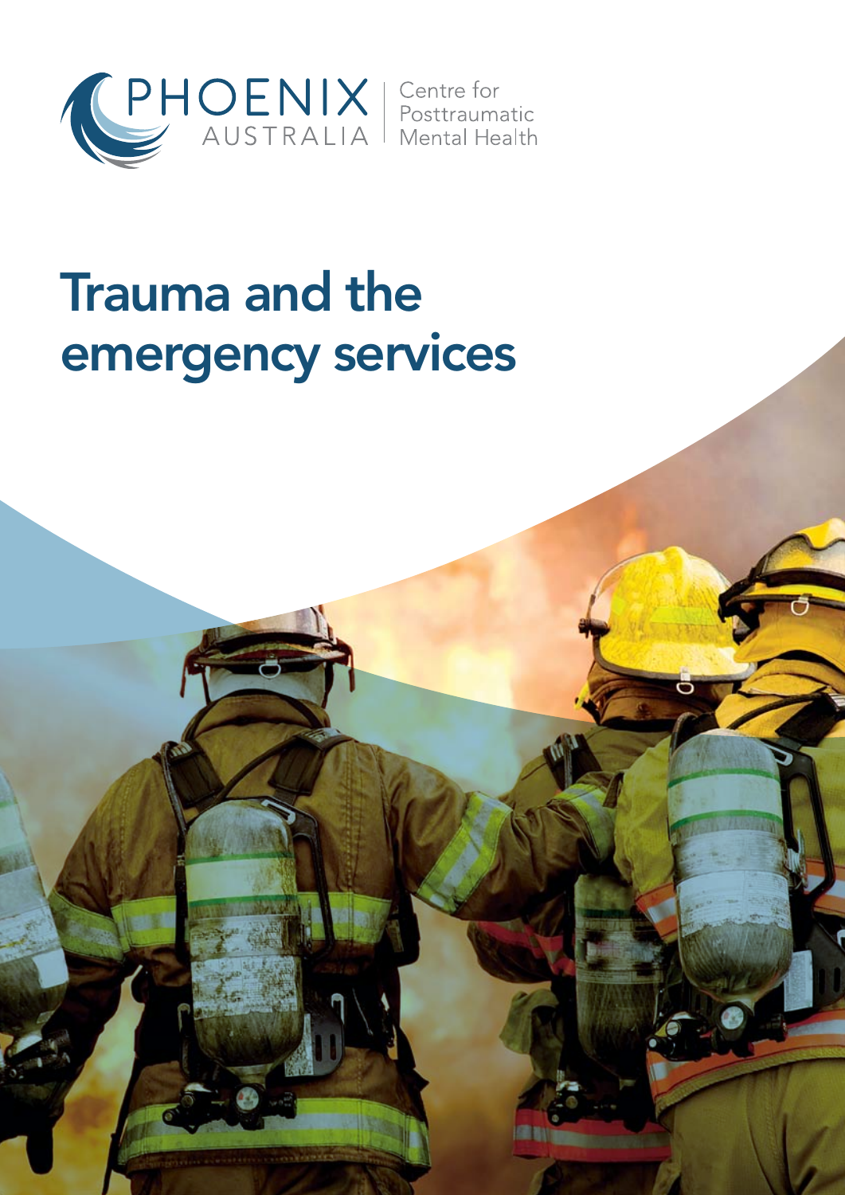PHOENIX AUSTRALIA

Centre for Posttraumatic Mental Health

# Trauma and the emergency services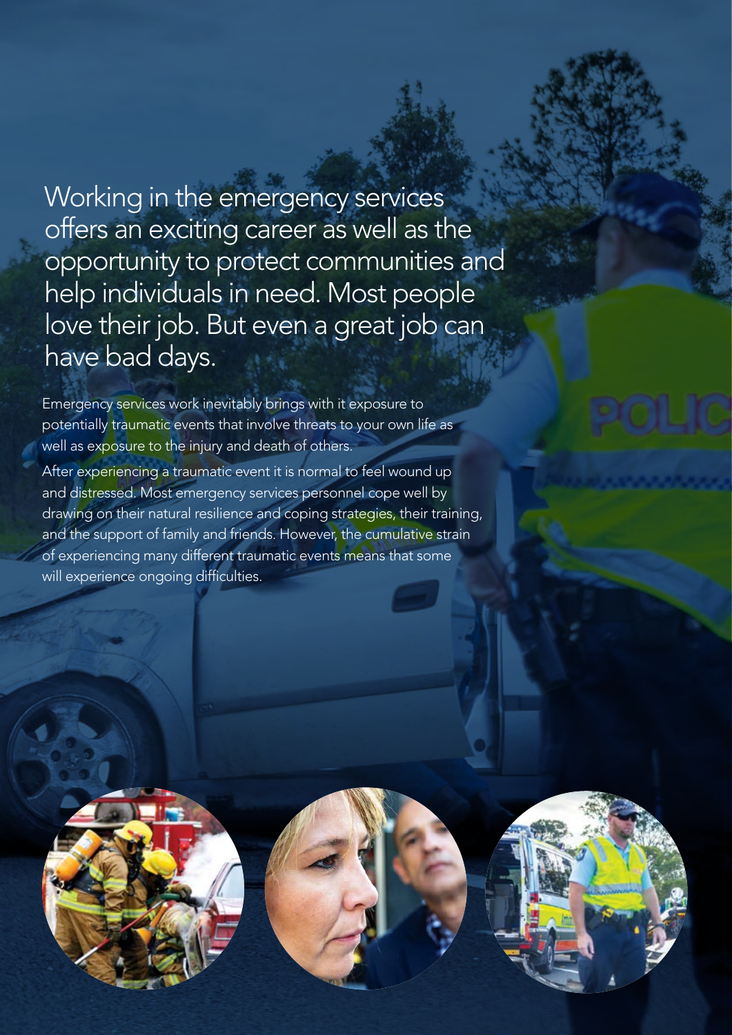## Working in the emergency services offers an exciting career as well as the opportunity to protect communities and help individuals in need. Most people love their job. But even a great job can have bad days.

Emergency services work inevitably brings with it exposure to potentially traumatic events that involve threats to your own life as well as exposure to the injury and death of others.

After experiencing a traumatic event it is normal to feel wound up and distressed. Most emergency services personnel cope well by drawing on their natural resilience and coping strategies, their training, and the support of family and friends. However, the cumulative strain of experiencing many different traumatic events means that some will experience ongoing difficulties.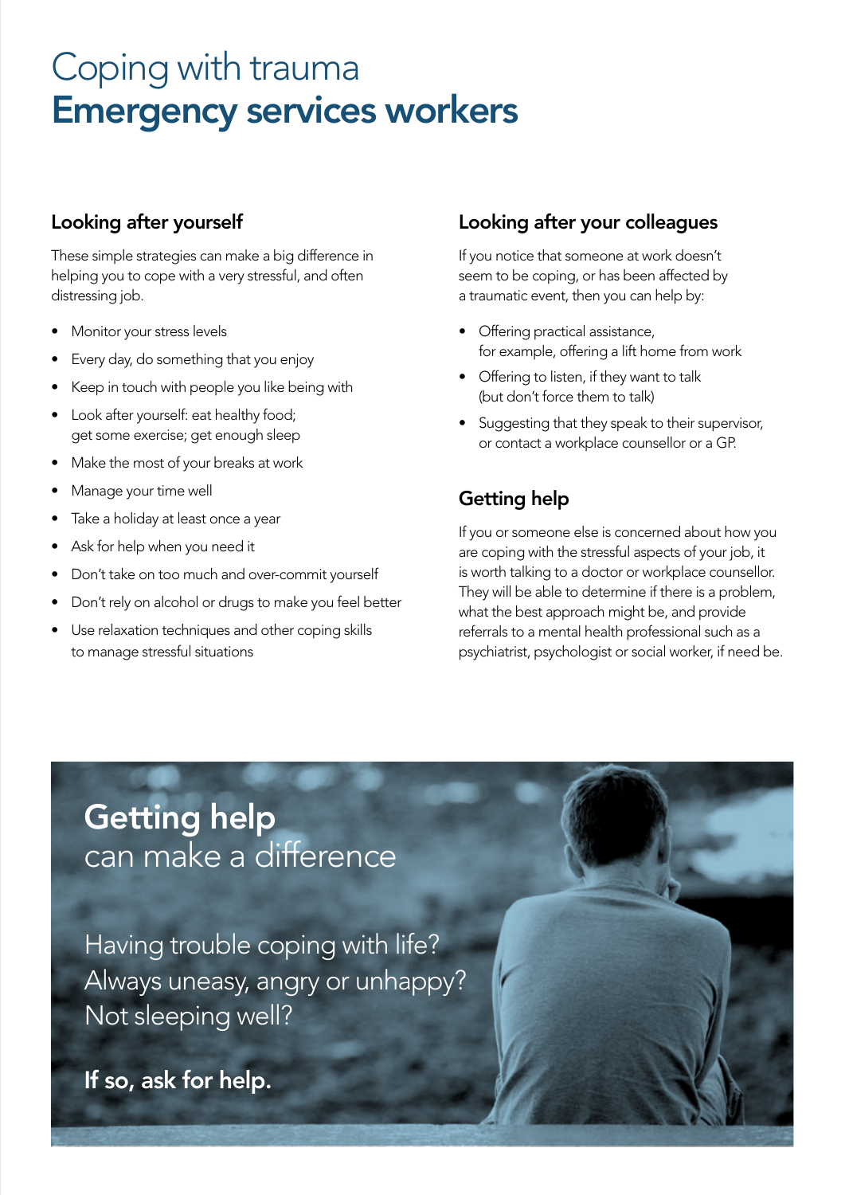# Coping with trauma
# **Emergency services workers**

## Looking after yourself

These simple strategies can make a big difference in helping you to cope with a very stressful, and often distressing job.

- Monitor your stress levels
- Every day, do something that you enjoy
- Keep in touch with people you like being with
- Look after yourself: eat healthy food; get some exercise; get enough sleep
- Make the most of your breaks at work
- Manage your time well
- Take a holiday at least once a year
- Ask for help when you need it
- Don't take on too much and over-commit yourself
- Don't rely on alcohol or drugs to make you feel better
- Use relaxation techniques and other coping skills to manage stressful situations

## Looking after your colleagues

If you notice that someone at work doesn't seem to be coping, or has been affected by a traumatic event, then you can help by:

- Offering practical assistance, for example, offering a lift home from work
- Offering to listen, if they want to talk (but don't force them to talk)
- Suggesting that they speak to their supervisor, or contact a workplace counsellor or a GP.

## Getting help

If you or someone else is concerned about how you are coping with the stressful aspects of your job, it is worth talking to a doctor or workplace counsellor. They will be able to determine if there is a problem, what the best approach might be, and provide referrals to a mental health professional such as a psychiatrist, psychologist or social worker, if need be.

## **Getting help** can make a difference

Having trouble coping with life?
Always uneasy, angry or unhappy?
Not sleeping well?

**If so, ask for help.**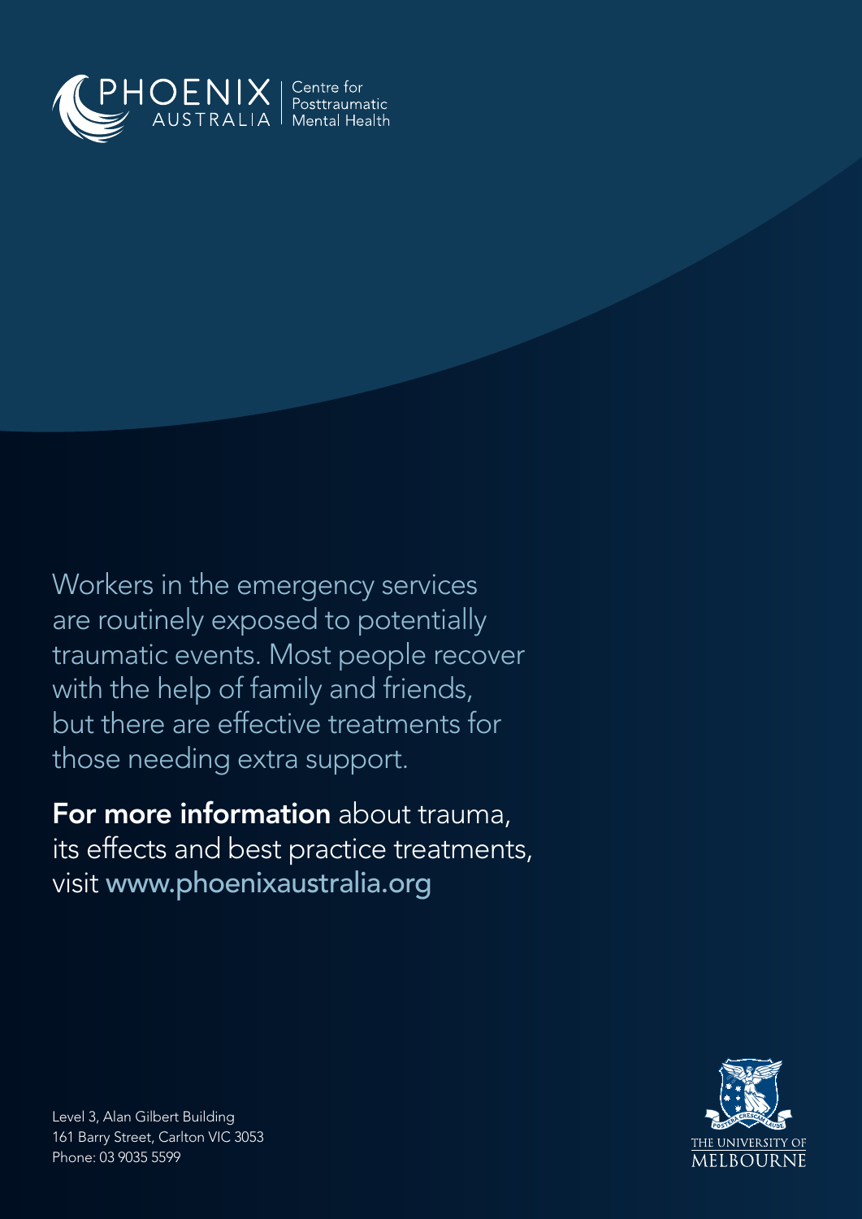PHOENIX AUSTRALIA | Centre for Posttraumatic Mental Health

Workers in the emergency services are routinely exposed to potentially traumatic events. Most people recover with the help of family and friends, but there are effective treatments for those needing extra support.

**For more information** about trauma, its effects and best practice treatments, visit www.phoenixaustralia.org

Level 3, Alan Gilbert Building
161 Barry Street, Carlton VIC 3053
Phone: 03 9035 5599

THE UNIVERSITY OF MELBOURNE